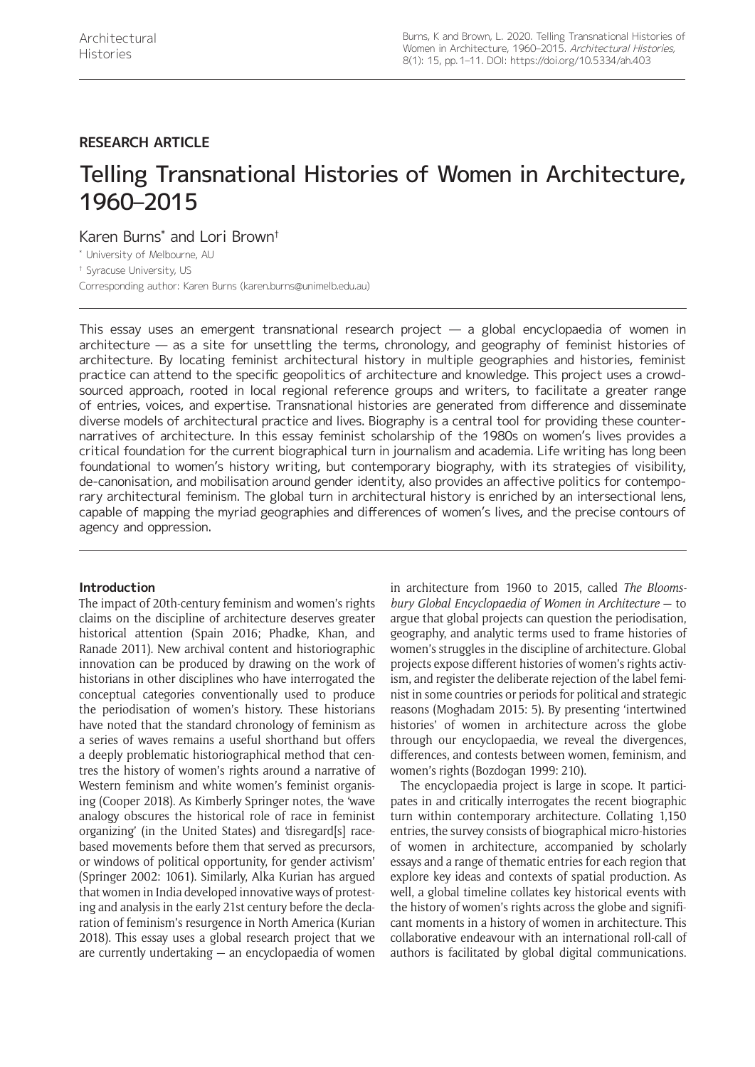**RESEARCH ARTICLE**

# Telling Transnational Histories of Women in Architecture, 1960–2015

Karen Burns[*] and Lori Brown[†]

[*] University of Melbourne, AU

[†] Syracuse University, US

Corresponding author: Karen Burns (karen.burns@unimelb.edu.au)

This essay uses an emergent transnational research project — a global encyclopaedia of women in architecture — as a site for unsettling the terms, chronology, and geography of feminist histories of architecture. By locating feminist architectural history in multiple geographies and histories, feminist practice can attend to the specific geopolitics of architecture and knowledge. This project uses a crowd-sourced approach, rooted in local regional reference groups and writers, to facilitate a greater range of entries, voices, and expertise. Transnational histories are generated from difference and disseminate diverse models of architectural practice and lives. Biography is a central tool for providing these counter-narratives of architecture. In this essay feminist scholarship of the 1980s on women's lives provides a critical foundation for the current biographical turn in journalism and academia. Life writing has long been foundational to women's history writing, but contemporary biography, with its strategies of visibility, de-canonisation, and mobilisation around gender identity, also provides an affective politics for contemporary architectural feminism. The global turn in architectural history is enriched by an intersectional lens, capable of mapping the myriad geographies and differences of women's lives, and the precise contours of agency and oppression.

## Introduction

The impact of 20th-century feminism and women's rights claims on the discipline of architecture deserves greater historical attention (Spain 2016; Phadke, Khan, and Ranade 2011). New archival content and historiographic innovation can be produced by drawing on the work of historians in other disciplines who have interrogated the conceptual categories conventionally used to produce the periodisation of women's history. These historians have noted that the standard chronology of feminism as a series of waves remains a useful shorthand but offers a deeply problematic historiographical method that centres the history of women's rights around a narrative of Western feminism and white women's feminist organising (Cooper 2018). As Kimberly Springer notes, the 'wave analogy obscures the historical role of race in feminist organizing' (in the United States) and 'disregard[s] race-based movements before them that served as precursors, or windows of political opportunity, for gender activism' (Springer 2002: 1061). Similarly, Alka Kurian has argued that women in India developed innovative ways of protesting and analysis in the early 21st century before the declaration of feminism's resurgence in North America (Kurian 2018). This essay uses a global research project that we are currently undertaking — an encyclopaedia of women in architecture from 1960 to 2015, called *The Bloomsbury Global Encyclopaedia of Women in Architecture* — to argue that global projects can question the periodisation, geography, and analytic terms used to frame histories of women's struggles in the discipline of architecture. Global projects expose different histories of women's rights activism, and register the deliberate rejection of the label feminist in some countries or periods for political and strategic reasons (Moghadam 2015: 5). By presenting 'intertwined histories' of women in architecture across the globe through our encyclopaedia, we reveal the divergences, differences, and contests between women, feminism, and women's rights (Bozdogan 1999: 210).

The encyclopaedia project is large in scope. It participates in and critically interrogates the recent biographic turn within contemporary architecture. Collating 1,150 entries, the survey consists of biographical micro-histories of women in architecture, accompanied by scholarly essays and a range of thematic entries for each region that explore key ideas and contexts of spatial production. As well, a global timeline collates key historical events with the history of women's rights across the globe and significant moments in a history of women in architecture. This collaborative endeavour with an international roll-call of authors is facilitated by global digital communications.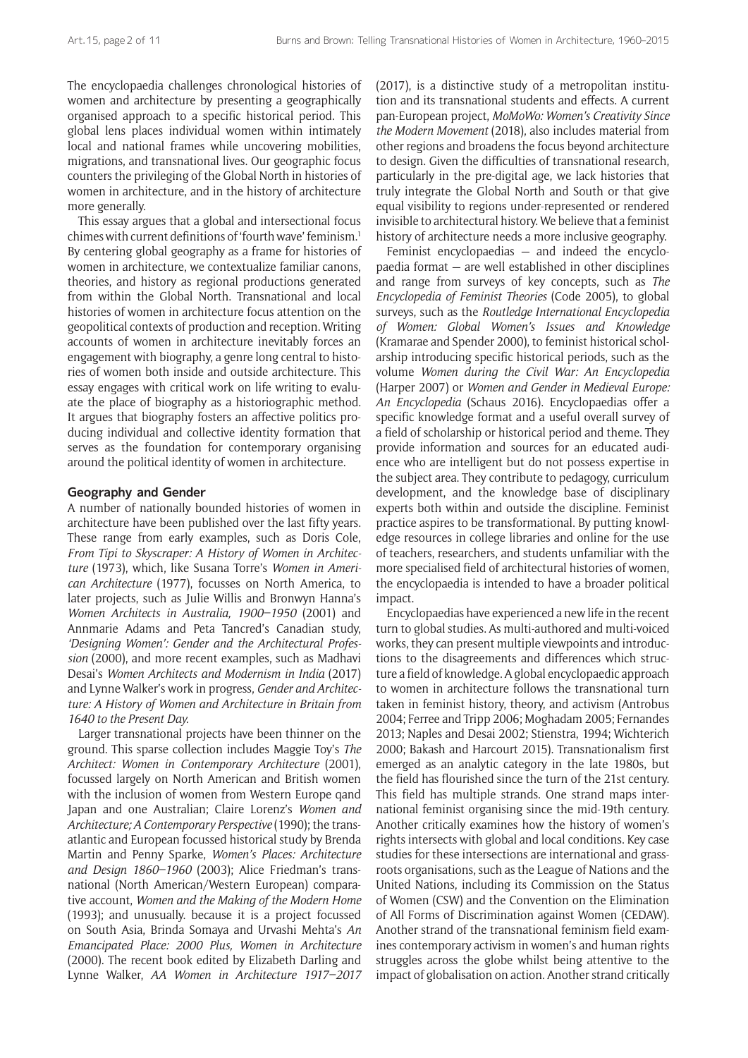The encyclopaedia challenges chronological histories of women and architecture by presenting a geographically organised approach to a specific historical period. This global lens places individual women within intimately local and national frames while uncovering mobilities, migrations, and transnational lives. Our geographic focus counters the privileging of the Global North in histories of women in architecture, and in the history of architecture more generally.

This essay argues that a global and intersectional focus chimes with current definitions of 'fourth wave' feminism.[1] By centering global geography as a frame for histories of women in architecture, we contextualize familiar canons, theories, and history as regional productions generated from within the Global North. Transnational and local histories of women in architecture focus attention on the geopolitical contexts of production and reception. Writing accounts of women in architecture inevitably forces an engagement with biography, a genre long central to histories of women both inside and outside architecture. This essay engages with critical work on life writing to evaluate the place of biography as a historiographic method. It argues that biography fosters an affective politics producing individual and collective identity formation that serves as the foundation for contemporary organising around the political identity of women in architecture.

## Geography and Gender

A number of nationally bounded histories of women in architecture have been published over the last fifty years. These range from early examples, such as Doris Cole, *From Tipi to Skyscraper: A History of Women in Architecture* (1973), which, like Susana Torre's *Women in American Architecture* (1977), focusses on North America, to later projects, such as Julie Willis and Bronwyn Hanna's *Women Architects in Australia, 1900–1950* (2001) and Annmarie Adams and Peta Tancred's Canadian study, *'Designing Women': Gender and the Architectural Profession* (2000), and more recent examples, such as Madhavi Desai's *Women Architects and Modernism in India* (2017) and Lynne Walker's work in progress, *Gender and Architecture: A History of Women and Architecture in Britain from 1640 to the Present Day.*

Larger transnational projects have been thinner on the ground. This sparse collection includes Maggie Toy's *The Architect: Women in Contemporary Architecture* (2001), focussed largely on North American and British women with the inclusion of women from Western Europe qand Japan and one Australian; Claire Lorenz's *Women and Architecture; A Contemporary Perspective* (1990); the transatlantic and European focussed historical study by Brenda Martin and Penny Sparke, *Women's Places: Architecture and Design 1860–1960* (2003); Alice Friedman's transnational (North American/Western European) comparative account, *Women and the Making of the Modern Home* (1993); and unusually. because it is a project focussed on South Asia, Brinda Somaya and Urvashi Mehta's *An Emancipated Place: 2000 Plus, Women in Architecture* (2000). The recent book edited by Elizabeth Darling and Lynne Walker, *AA Women in Architecture 1917–2017* (2017), is a distinctive study of a metropolitan institution and its transnational students and effects. A current pan-European project, *MoMoWo: Women's Creativity Since the Modern Movement* (2018), also includes material from other regions and broadens the focus beyond architecture to design. Given the difficulties of transnational research, particularly in the pre-digital age, we lack histories that truly integrate the Global North and South or that give equal visibility to regions under-represented or rendered invisible to architectural history. We believe that a feminist history of architecture needs a more inclusive geography.

Feminist encyclopaedias — and indeed the encyclopaedia format — are well established in other disciplines and range from surveys of key concepts, such as *The Encyclopedia of Feminist Theories* (Code 2005), to global surveys, such as the *Routledge International Encyclopedia of Women: Global Women's Issues and Knowledge* (Kramarae and Spender 2000), to feminist historical scholarship introducing specific historical periods, such as the volume *Women during the Civil War: An Encyclopedia* (Harper 2007) or *Women and Gender in Medieval Europe: An Encyclopedia* (Schaus 2016). Encyclopaedias offer a specific knowledge format and a useful overall survey of a field of scholarship or historical period and theme. They provide information and sources for an educated audience who are intelligent but do not possess expertise in the subject area. They contribute to pedagogy, curriculum development, and the knowledge base of disciplinary experts both within and outside the discipline. Feminist practice aspires to be transformational. By putting knowledge resources in college libraries and online for the use of teachers, researchers, and students unfamiliar with the more specialised field of architectural histories of women, the encyclopaedia is intended to have a broader political impact.

Encyclopaedias have experienced a new life in the recent turn to global studies. As multi-authored and multi-voiced works, they can present multiple viewpoints and introductions to the disagreements and differences which structure a field of knowledge. A global encyclopaedic approach to women in architecture follows the transnational turn taken in feminist history, theory, and activism (Antrobus 2004; Ferree and Tripp 2006; Moghadam 2005; Fernandes 2013; Naples and Desai 2002; Stienstra, 1994; Wichterich 2000; Bakash and Harcourt 2015). Transnationalism first emerged as an analytic category in the late 1980s, but the field has flourished since the turn of the 21st century. This field has multiple strands. One strand maps international feminist organising since the mid-19th century. Another critically examines how the history of women's rights intersects with global and local conditions. Key case studies for these intersections are international and grassroots organisations, such as the League of Nations and the United Nations, including its Commission on the Status of Women (CSW) and the Convention on the Elimination of All Forms of Discrimination against Women (CEDAW). Another strand of the transnational feminism field examines contemporary activism in women's and human rights struggles across the globe whilst being attentive to the impact of globalisation on action. Another strand critically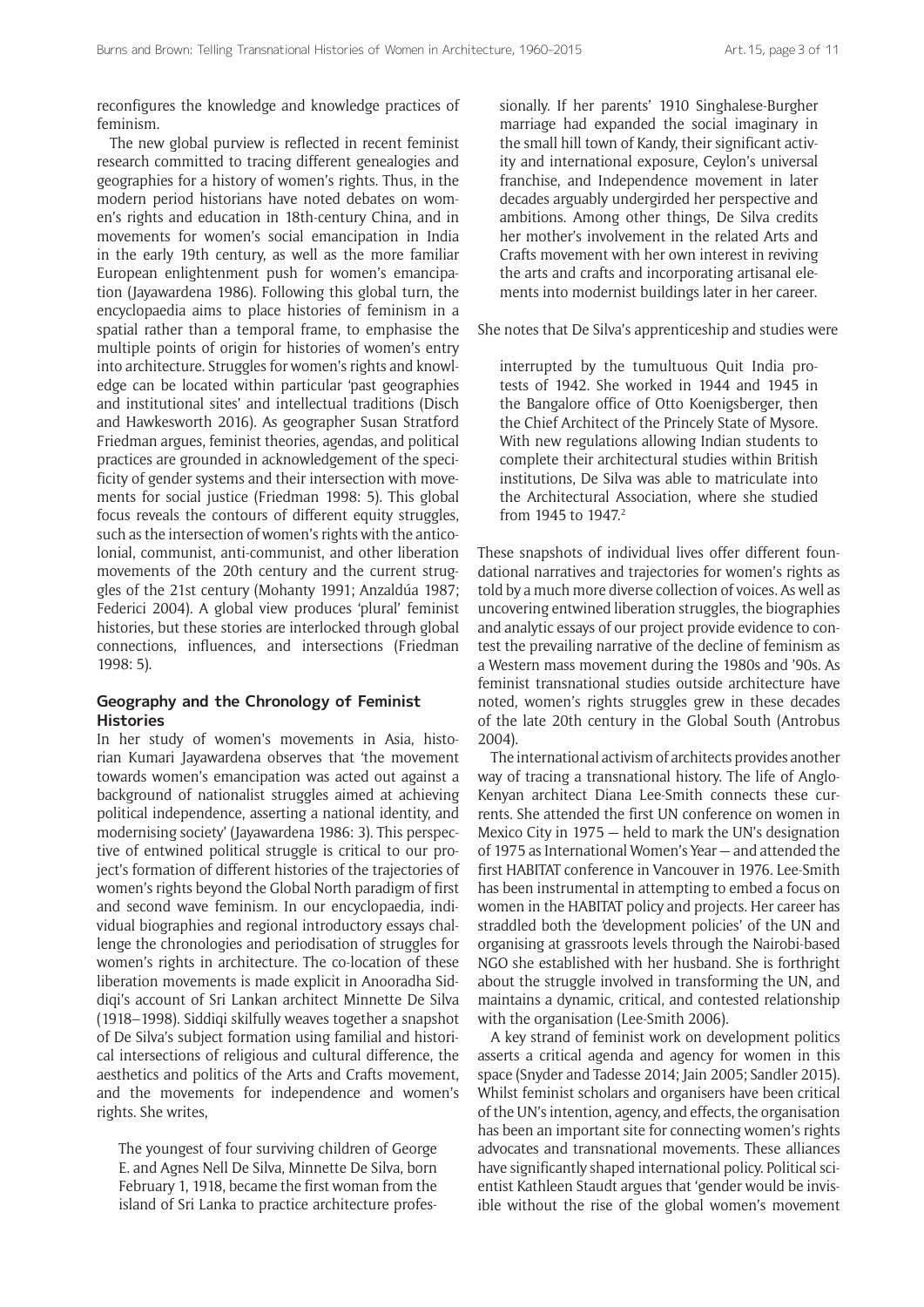reconfigures the knowledge and knowledge practices of feminism.

The new global purview is reflected in recent feminist research committed to tracing different genealogies and geographies for a history of women's rights. Thus, in the modern period historians have noted debates on women's rights and education in 18th-century China, and in movements for women's social emancipation in India in the early 19th century, as well as the more familiar European enlightenment push for women's emancipation (Jayawardena 1986). Following this global turn, the encyclopaedia aims to place histories of feminism in a spatial rather than a temporal frame, to emphasise the multiple points of origin for histories of women's entry into architecture. Struggles for women's rights and knowledge can be located within particular 'past geographies and institutional sites' and intellectual traditions (Disch and Hawkesworth 2016). As geographer Susan Stratford Friedman argues, feminist theories, agendas, and political practices are grounded in acknowledgement of the specificity of gender systems and their intersection with movements for social justice (Friedman 1998: 5). This global focus reveals the contours of different equity struggles, such as the intersection of women's rights with the anticolonial, communist, anti-communist, and other liberation movements of the 20th century and the current struggles of the 21st century (Mohanty 1991; Anzaldúa 1987; Federici 2004). A global view produces 'plural' feminist histories, but these stories are interlocked through global connections, influences, and intersections (Friedman 1998: 5).

### Geography and the Chronology of Feminist Histories

In her study of women's movements in Asia, historian Kumari Jayawardena observes that 'the movement towards women's emancipation was acted out against a background of nationalist struggles aimed at achieving political independence, asserting a national identity, and modernising society' (Jayawardena 1986: 3). This perspective of entwined political struggle is critical to our project's formation of different histories of the trajectories of women's rights beyond the Global North paradigm of first and second wave feminism. In our encyclopaedia, individual biographies and regional introductory essays challenge the chronologies and periodisation of struggles for women's rights in architecture. The co-location of these liberation movements is made explicit in Anooradha Siddiqi's account of Sri Lankan architect Minnette De Silva (1918–1998). Siddiqi skilfully weaves together a snapshot of De Silva's subject formation using familial and historical intersections of religious and cultural difference, the aesthetics and politics of the Arts and Crafts movement, and the movements for independence and women's rights. She writes,

> The youngest of four surviving children of George E. and Agnes Nell De Silva, Minnette De Silva, born February 1, 1918, became the first woman from the island of Sri Lanka to practice architecture professionally. If her parents' 1910 Singhalese-Burgher marriage had expanded the social imaginary in the small hill town of Kandy, their significant activity and international exposure, Ceylon's universal franchise, and Independence movement in later decades arguably undergirded her perspective and ambitions. Among other things, De Silva credits her mother's involvement in the related Arts and Crafts movement with her own interest in reviving the arts and crafts and incorporating artisanal elements into modernist buildings later in her career.

She notes that De Silva's apprenticeship and studies were

> interrupted by the tumultuous Quit India protests of 1942. She worked in 1944 and 1945 in the Bangalore office of Otto Koenigsberger, then the Chief Architect of the Princely State of Mysore. With new regulations allowing Indian students to complete their architectural studies within British institutions, De Silva was able to matriculate into the Architectural Association, where she studied from 1945 to 1947.[2]

These snapshots of individual lives offer different foundational narratives and trajectories for women's rights as told by a much more diverse collection of voices. As well as uncovering entwined liberation struggles, the biographies and analytic essays of our project provide evidence to contest the prevailing narrative of the decline of feminism as a Western mass movement during the 1980s and '90s. As feminist transnational studies outside architecture have noted, women's rights struggles grew in these decades of the late 20th century in the Global South (Antrobus 2004).

The international activism of architects provides another way of tracing a transnational history. The life of Anglo-Kenyan architect Diana Lee-Smith connects these currents. She attended the first UN conference on women in Mexico City in 1975 — held to mark the UN's designation of 1975 as International Women's Year — and attended the first HABITAT conference in Vancouver in 1976. Lee-Smith has been instrumental in attempting to embed a focus on women in the HABITAT policy and projects. Her career has straddled both the 'development policies' of the UN and organising at grassroots levels through the Nairobi-based NGO she established with her husband. She is forthright about the struggle involved in transforming the UN, and maintains a dynamic, critical, and contested relationship with the organisation (Lee-Smith 2006).

A key strand of feminist work on development politics asserts a critical agenda and agency for women in this space (Snyder and Tadesse 2014; Jain 2005; Sandler 2015). Whilst feminist scholars and organisers have been critical of the UN's intention, agency, and effects, the organisation has been an important site for connecting women's rights advocates and transnational movements. These alliances have significantly shaped international policy. Political scientist Kathleen Staudt argues that 'gender would be invisible without the rise of the global women's movement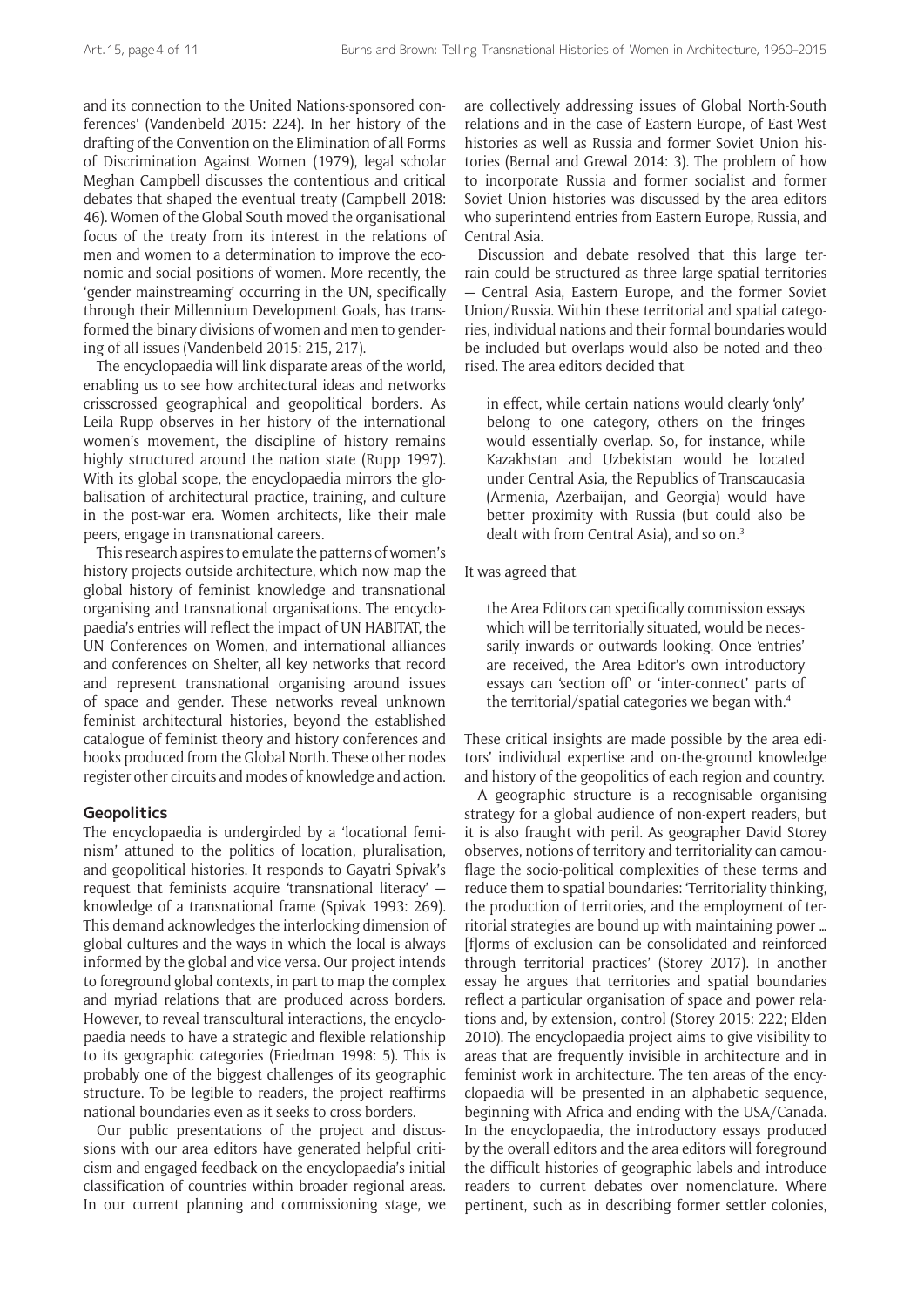and its connection to the United Nations-sponsored conferences' (Vandenbeld 2015: 224). In her history of the drafting of the Convention on the Elimination of all Forms of Discrimination Against Women (1979), legal scholar Meghan Campbell discusses the contentious and critical debates that shaped the eventual treaty (Campbell 2018: 46). Women of the Global South moved the organisational focus of the treaty from its interest in the relations of men and women to a determination to improve the economic and social positions of women. More recently, the 'gender mainstreaming' occurring in the UN, specifically through their Millennium Development Goals, has transformed the binary divisions of women and men to gendering of all issues (Vandenbeld 2015: 215, 217).

The encyclopaedia will link disparate areas of the world, enabling us to see how architectural ideas and networks crisscrossed geographical and geopolitical borders. As Leila Rupp observes in her history of the international women's movement, the discipline of history remains highly structured around the nation state (Rupp 1997). With its global scope, the encyclopaedia mirrors the globalisation of architectural practice, training, and culture in the post-war era. Women architects, like their male peers, engage in transnational careers.

This research aspires to emulate the patterns of women's history projects outside architecture, which now map the global history of feminist knowledge and transnational organising and transnational organisations. The encyclopaedia's entries will reflect the impact of UN HABITAT, the UN Conferences on Women, and international alliances and conferences on Shelter, all key networks that record and represent transnational organising around issues of space and gender. These networks reveal unknown feminist architectural histories, beyond the established catalogue of feminist theory and history conferences and books produced from the Global North. These other nodes register other circuits and modes of knowledge and action.

## Geopolitics

The encyclopaedia is undergirded by a 'locational feminism' attuned to the politics of location, pluralisation, and geopolitical histories. It responds to Gayatri Spivak's request that feminists acquire 'transnational literacy' — knowledge of a transnational frame (Spivak 1993: 269). This demand acknowledges the interlocking dimension of global cultures and the ways in which the local is always informed by the global and vice versa. Our project intends to foreground global contexts, in part to map the complex and myriad relations that are produced across borders. However, to reveal transcultural interactions, the encyclopaedia needs to have a strategic and flexible relationship to its geographic categories (Friedman 1998: 5). This is probably one of the biggest challenges of its geographic structure. To be legible to readers, the project reaffirms national boundaries even as it seeks to cross borders.

Our public presentations of the project and discussions with our area editors have generated helpful criticism and engaged feedback on the encyclopaedia's initial classification of countries within broader regional areas. In our current planning and commissioning stage, we are collectively addressing issues of Global North-South relations and in the case of Eastern Europe, of East-West histories as well as Russia and former Soviet Union histories (Bernal and Grewal 2014: 3). The problem of how to incorporate Russia and former socialist and former Soviet Union histories was discussed by the area editors who superintend entries from Eastern Europe, Russia, and Central Asia.

Discussion and debate resolved that this large terrain could be structured as three large spatial territories — Central Asia, Eastern Europe, and the former Soviet Union/Russia. Within these territorial and spatial categories, individual nations and their formal boundaries would be included but overlaps would also be noted and theorised. The area editors decided that

> in effect, while certain nations would clearly 'only' belong to one category, others on the fringes would essentially overlap. So, for instance, while Kazakhstan and Uzbekistan would be located under Central Asia, the Republics of Transcaucasia (Armenia, Azerbaijan, and Georgia) would have better proximity with Russia (but could also be dealt with from Central Asia), and so on.[3]

It was agreed that

> the Area Editors can specifically commission essays which will be territorially situated, would be necessarily inwards or outwards looking. Once 'entries' are received, the Area Editor's own introductory essays can 'section off' or 'inter-connect' parts of the territorial/spatial categories we began with.[4]

These critical insights are made possible by the area editors' individual expertise and on-the-ground knowledge and history of the geopolitics of each region and country.

A geographic structure is a recognisable organising strategy for a global audience of non-expert readers, but it is also fraught with peril. As geographer David Storey observes, notions of territory and territoriality can camouflage the socio-political complexities of these terms and reduce them to spatial boundaries: 'Territoriality thinking, the production of territories, and the employment of territorial strategies are bound up with maintaining power … [f]orms of exclusion can be consolidated and reinforced through territorial practices' (Storey 2017). In another essay he argues that territories and spatial boundaries reflect a particular organisation of space and power relations and, by extension, control (Storey 2015: 222; Elden 2010). The encyclopaedia project aims to give visibility to areas that are frequently invisible in architecture and in feminist work in architecture. The ten areas of the encyclopaedia will be presented in an alphabetic sequence, beginning with Africa and ending with the USA/Canada. In the encyclopaedia, the introductory essays produced by the overall editors and the area editors will foreground the difficult histories of geographic labels and introduce readers to current debates over nomenclature. Where pertinent, such as in describing former settler colonies,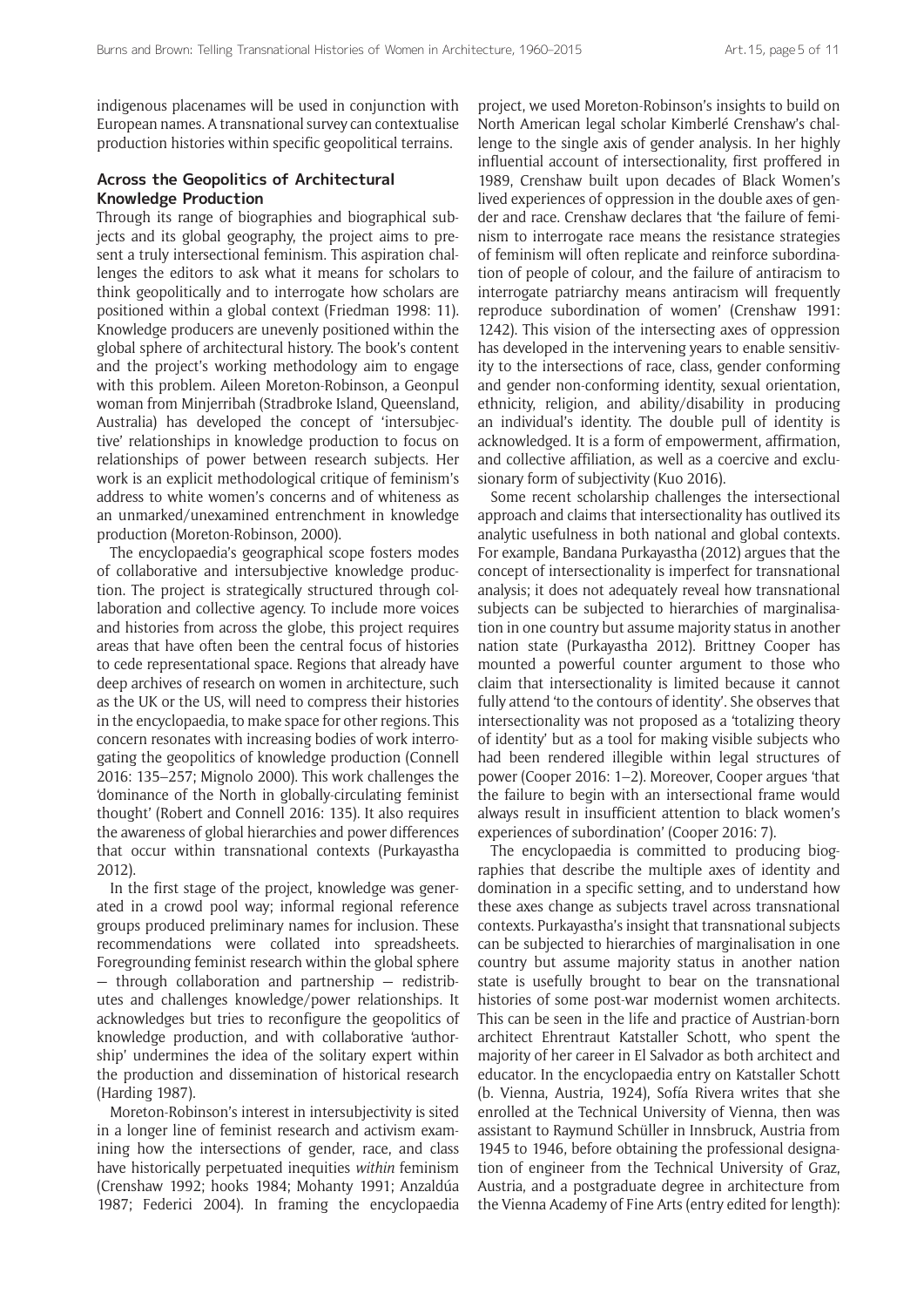indigenous placenames will be used in conjunction with European names. A transnational survey can contextualise production histories within specific geopolitical terrains.

## Across the Geopolitics of Architectural Knowledge Production

Through its range of biographies and biographical subjects and its global geography, the project aims to present a truly intersectional feminism. This aspiration challenges the editors to ask what it means for scholars to think geopolitically and to interrogate how scholars are positioned within a global context (Friedman 1998: 11). Knowledge producers are unevenly positioned within the global sphere of architectural history. The book's content and the project's working methodology aim to engage with this problem. Aileen Moreton-Robinson, a Geonpul woman from Minjerribah (Stradbroke Island, Queensland, Australia) has developed the concept of 'intersubjective' relationships in knowledge production to focus on relationships of power between research subjects. Her work is an explicit methodological critique of feminism's address to white women's concerns and of whiteness as an unmarked/unexamined entrenchment in knowledge production (Moreton-Robinson, 2000).

The encyclopaedia's geographical scope fosters modes of collaborative and intersubjective knowledge production. The project is strategically structured through collaboration and collective agency. To include more voices and histories from across the globe, this project requires areas that have often been the central focus of histories to cede representational space. Regions that already have deep archives of research on women in architecture, such as the UK or the US, will need to compress their histories in the encyclopaedia, to make space for other regions. This concern resonates with increasing bodies of work interrogating the geopolitics of knowledge production (Connell 2016: 135–257; Mignolo 2000). This work challenges the 'dominance of the North in globally-circulating feminist thought' (Robert and Connell 2016: 135). It also requires the awareness of global hierarchies and power differences that occur within transnational contexts (Purkayastha 2012).

In the first stage of the project, knowledge was generated in a crowd pool way; informal regional reference groups produced preliminary names for inclusion. These recommendations were collated into spreadsheets. Foregrounding feminist research within the global sphere — through collaboration and partnership — redistributes and challenges knowledge/power relationships. It acknowledges but tries to reconfigure the geopolitics of knowledge production, and with collaborative 'authorship' undermines the idea of the solitary expert within the production and dissemination of historical research (Harding 1987).

Moreton-Robinson's interest in intersubjectivity is sited in a longer line of feminist research and activism examining how the intersections of gender, race, and class have historically perpetuated inequities *within* feminism (Crenshaw 1992; hooks 1984; Mohanty 1991; Anzaldúa 1987; Federici 2004). In framing the encyclopaedia project, we used Moreton-Robinson's insights to build on North American legal scholar Kimberlé Crenshaw's challenge to the single axis of gender analysis. In her highly influential account of intersectionality, first proffered in 1989, Crenshaw built upon decades of Black Women's lived experiences of oppression in the double axes of gender and race. Crenshaw declares that 'the failure of feminism to interrogate race means the resistance strategies of feminism will often replicate and reinforce subordination of people of colour, and the failure of antiracism to interrogate patriarchy means antiracism will frequently reproduce subordination of women' (Crenshaw 1991: 1242). This vision of the intersecting axes of oppression has developed in the intervening years to enable sensitivity to the intersections of race, class, gender conforming and gender non-conforming identity, sexual orientation, ethnicity, religion, and ability/disability in producing an individual's identity. The double pull of identity is acknowledged. It is a form of empowerment, affirmation, and collective affiliation, as well as a coercive and exclusionary form of subjectivity (Kuo 2016).

Some recent scholarship challenges the intersectional approach and claims that intersectionality has outlived its analytic usefulness in both national and global contexts. For example, Bandana Purkayastha (2012) argues that the concept of intersectionality is imperfect for transnational analysis; it does not adequately reveal how transnational subjects can be subjected to hierarchies of marginalisation in one country but assume majority status in another nation state (Purkayastha 2012). Brittney Cooper has mounted a powerful counter argument to those who claim that intersectionality is limited because it cannot fully attend 'to the contours of identity'. She observes that intersectionality was not proposed as a 'totalizing theory of identity' but as a tool for making visible subjects who had been rendered illegible within legal structures of power (Cooper 2016: 1–2). Moreover, Cooper argues 'that the failure to begin with an intersectional frame would always result in insufficient attention to black women's experiences of subordination' (Cooper 2016: 7).

The encyclopaedia is committed to producing biographies that describe the multiple axes of identity and domination in a specific setting, and to understand how these axes change as subjects travel across transnational contexts. Purkayastha's insight that transnational subjects can be subjected to hierarchies of marginalisation in one country but assume majority status in another nation state is usefully brought to bear on the transnational histories of some post-war modernist women architects. This can be seen in the life and practice of Austrian-born architect Ehrentraut Katstaller Schott, who spent the majority of her career in El Salvador as both architect and educator. In the encyclopaedia entry on Katstaller Schott (b. Vienna, Austria, 1924), Sofía Rivera writes that she enrolled at the Technical University of Vienna, then was assistant to Raymund Schüller in Innsbruck, Austria from 1945 to 1946, before obtaining the professional designation of engineer from the Technical University of Graz, Austria, and a postgraduate degree in architecture from the Vienna Academy of Fine Arts (entry edited for length):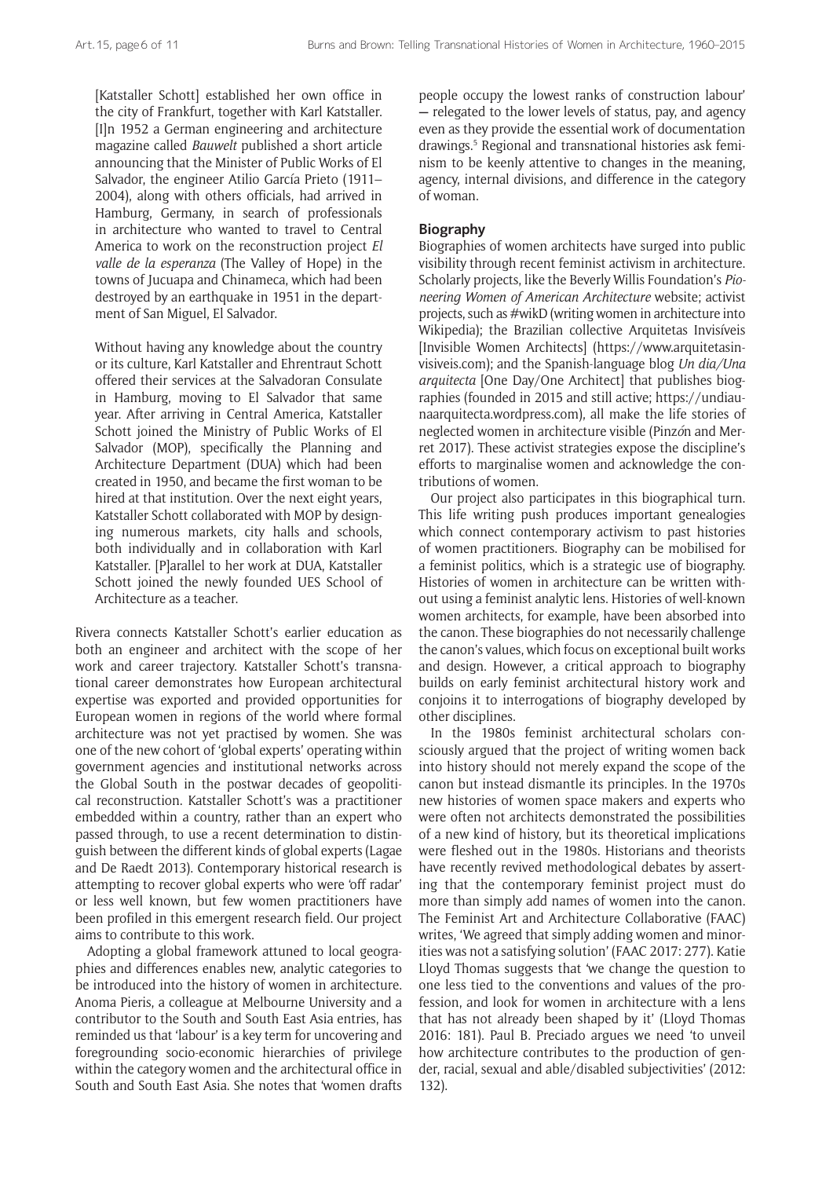> [Katstaller Schott] established her own office in the city of Frankfurt, together with Karl Katstaller. [I]n 1952 a German engineering and architecture magazine called *Bauwelt* published a short article announcing that the Minister of Public Works of El Salvador, the engineer Atilio García Prieto (1911–2004), along with others officials, had arrived in Hamburg, Germany, in search of professionals in architecture who wanted to travel to Central America to work on the reconstruction project *El valle de la esperanza* (The Valley of Hope) in the towns of Jucuapa and Chinameca, which had been destroyed by an earthquake in 1951 in the department of San Miguel, El Salvador.
>
> Without having any knowledge about the country or its culture, Karl Katstaller and Ehrentraut Schott offered their services at the Salvadoran Consulate in Hamburg, moving to El Salvador that same year. After arriving in Central America, Katstaller Schott joined the Ministry of Public Works of El Salvador (MOP), specifically the Planning and Architecture Department (DUA) which had been created in 1950, and became the first woman to be hired at that institution. Over the next eight years, Katstaller Schott collaborated with MOP by designing numerous markets, city halls and schools, both individually and in collaboration with Karl Katstaller. [P]arallel to her work at DUA, Katstaller Schott joined the newly founded UES School of Architecture as a teacher.

Rivera connects Katstaller Schott's earlier education as both an engineer and architect with the scope of her work and career trajectory. Katstaller Schott's transnational career demonstrates how European architectural expertise was exported and provided opportunities for European women in regions of the world where formal architecture was not yet practised by women. She was one of the new cohort of 'global experts' operating within government agencies and institutional networks across the Global South in the postwar decades of geopolitical reconstruction. Katstaller Schott's was a practitioner embedded within a country, rather than an expert who passed through, to use a recent determination to distinguish between the different kinds of global experts (Lagae and De Raedt 2013). Contemporary historical research is attempting to recover global experts who were 'off radar' or less well known, but few women practitioners have been profiled in this emergent research field. Our project aims to contribute to this work.

Adopting a global framework attuned to local geographies and differences enables new, analytic categories to be introduced into the history of women in architecture. Anoma Pieris, a colleague at Melbourne University and a contributor to the South and South East Asia entries, has reminded us that 'labour' is a key term for uncovering and foregrounding socio-economic hierarchies of privilege within the category women and the architectural office in South and South East Asia. She notes that 'women drafts people occupy the lowest ranks of construction labour' — relegated to the lower levels of status, pay, and agency even as they provide the essential work of documentation drawings.[5] Regional and transnational histories ask feminism to be keenly attentive to changes in the meaning, agency, internal divisions, and difference in the category of woman.

## Biography

Biographies of women architects have surged into public visibility through recent feminist activism in architecture. Scholarly projects, like the Beverly Willis Foundation's *Pioneering Women of American Architecture* website; activist projects, such as #wikD (writing women in architecture into Wikipedia); the Brazilian collective Arquitetas Invisíveis [Invisible Women Architects] (https://www.arquitetasinvisiveis.com); and the Spanish-language blog *Un dia/Una arquitecta* [One Day/One Architect] that publishes biographies (founded in 2015 and still active; https://undiaunaarquitecta.wordpress.com), all make the life stories of neglected women in architecture visible (Pinzón and Merret 2017). These activist strategies expose the discipline's efforts to marginalise women and acknowledge the contributions of women.

Our project also participates in this biographical turn. This life writing push produces important genealogies which connect contemporary activism to past histories of women practitioners. Biography can be mobilised for a feminist politics, which is a strategic use of biography. Histories of women in architecture can be written without using a feminist analytic lens. Histories of well-known women architects, for example, have been absorbed into the canon. These biographies do not necessarily challenge the canon's values, which focus on exceptional built works and design. However, a critical approach to biography builds on early feminist architectural history work and conjoins it to interrogations of biography developed by other disciplines.

In the 1980s feminist architectural scholars consciously argued that the project of writing women back into history should not merely expand the scope of the canon but instead dismantle its principles. In the 1970s new histories of women space makers and experts who were often not architects demonstrated the possibilities of a new kind of history, but its theoretical implications were fleshed out in the 1980s. Historians and theorists have recently revived methodological debates by asserting that the contemporary feminist project must do more than simply add names of women into the canon. The Feminist Art and Architecture Collaborative (FAAC) writes, 'We agreed that simply adding women and minorities was not a satisfying solution' (FAAC 2017: 277). Katie Lloyd Thomas suggests that 'we change the question to one less tied to the conventions and values of the profession, and look for women in architecture with a lens that has not already been shaped by it' (Lloyd Thomas 2016: 181). Paul B. Preciado argues we need 'to unveil how architecture contributes to the production of gender, racial, sexual and able/disabled subjectivities' (2012: 132).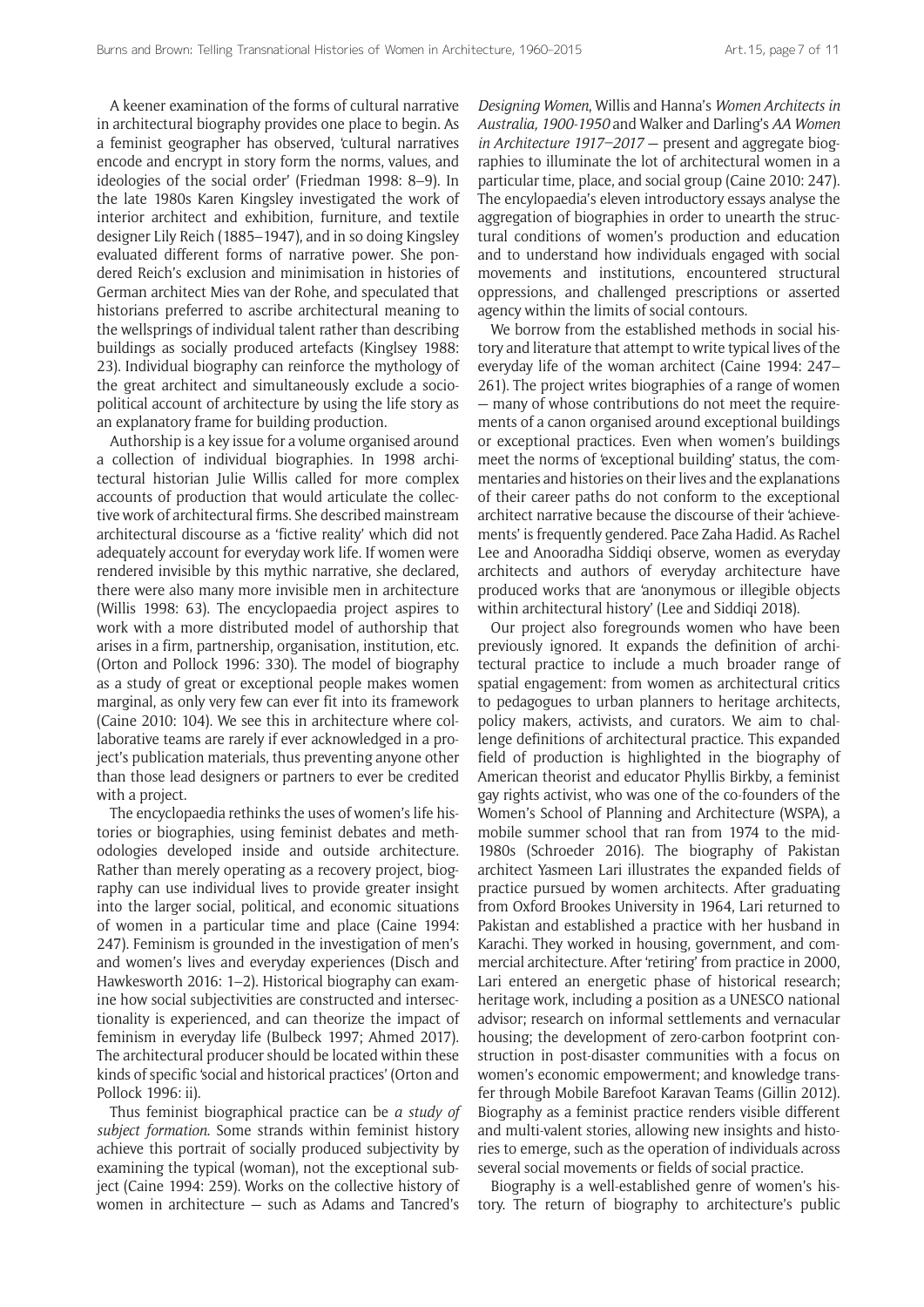A keener examination of the forms of cultural narrative in architectural biography provides one place to begin. As a feminist geographer has observed, 'cultural narratives encode and encrypt in story form the norms, values, and ideologies of the social order' (Friedman 1998: 8–9). In the late 1980s Karen Kingsley investigated the work of interior architect and exhibition, furniture, and textile designer Lily Reich (1885–1947), and in so doing Kingsley evaluated different forms of narrative power. She pondered Reich's exclusion and minimisation in histories of German architect Mies van der Rohe, and speculated that historians preferred to ascribe architectural meaning to the wellsprings of individual talent rather than describing buildings as socially produced artefacts (Kinglsey 1988: 23). Individual biography can reinforce the mythology of the great architect and simultaneously exclude a sociopolitical account of architecture by using the life story as an explanatory frame for building production.

Authorship is a key issue for a volume organised around a collection of individual biographies. In 1998 architectural historian Julie Willis called for more complex accounts of production that would articulate the collective work of architectural firms. She described mainstream architectural discourse as a 'fictive reality' which did not adequately account for everyday work life. If women were rendered invisible by this mythic narrative, she declared, there were also many more invisible men in architecture (Willis 1998: 63). The encyclopaedia project aspires to work with a more distributed model of authorship that arises in a firm, partnership, organisation, institution, etc. (Orton and Pollock 1996: 330). The model of biography as a study of great or exceptional people makes women marginal, as only very few can ever fit into its framework (Caine 2010: 104). We see this in architecture where collaborative teams are rarely if ever acknowledged in a project's publication materials, thus preventing anyone other than those lead designers or partners to ever be credited with a project.

The encyclopaedia rethinks the uses of women's life histories or biographies, using feminist debates and methodologies developed inside and outside architecture. Rather than merely operating as a recovery project, biography can use individual lives to provide greater insight into the larger social, political, and economic situations of women in a particular time and place (Caine 1994: 247). Feminism is grounded in the investigation of men's and women's lives and everyday experiences (Disch and Hawkesworth 2016: 1–2). Historical biography can examine how social subjectivities are constructed and intersectionality is experienced, and can theorize the impact of feminism in everyday life (Bulbeck 1997; Ahmed 2017). The architectural producer should be located within these kinds of specific 'social and historical practices' (Orton and Pollock 1996: ii).

Thus feminist biographical practice can be *a study of subject formation*. Some strands within feminist history achieve this portrait of socially produced subjectivity by examining the typical (woman), not the exceptional subject (Caine 1994: 259). Works on the collective history of women in architecture — such as Adams and Tancred's *Designing Women*, Willis and Hanna's *Women Architects in Australia, 1900-1950* and Walker and Darling's *AA Women in Architecture 1917–2017* — present and aggregate biographies to illuminate the lot of architectural women in a particular time, place, and social group (Caine 2010: 247). The encylopaedia's eleven introductory essays analyse the aggregation of biographies in order to unearth the structural conditions of women's production and education and to understand how individuals engaged with social movements and institutions, encountered structural oppressions, and challenged prescriptions or asserted agency within the limits of social contours.

We borrow from the established methods in social history and literature that attempt to write typical lives of the everyday life of the woman architect (Caine 1994: 247–261). The project writes biographies of a range of women — many of whose contributions do not meet the requirements of a canon organised around exceptional buildings or exceptional practices. Even when women's buildings meet the norms of 'exceptional building' status, the commentaries and histories on their lives and the explanations of their career paths do not conform to the exceptional architect narrative because the discourse of their 'achievements' is frequently gendered. Pace Zaha Hadid. As Rachel Lee and Anooradha Siddiqi observe, women as everyday architects and authors of everyday architecture have produced works that are 'anonymous or illegible objects within architectural history' (Lee and Siddiqi 2018).

Our project also foregrounds women who have been previously ignored. It expands the definition of architectural practice to include a much broader range of spatial engagement: from women as architectural critics to pedagogues to urban planners to heritage architects, policy makers, activists, and curators. We aim to challenge definitions of architectural practice. This expanded field of production is highlighted in the biography of American theorist and educator Phyllis Birkby, a feminist gay rights activist, who was one of the co-founders of the Women's School of Planning and Architecture (WSPA), a mobile summer school that ran from 1974 to the mid-1980s (Schroeder 2016). The biography of Pakistan architect Yasmeen Lari illustrates the expanded fields of practice pursued by women architects. After graduating from Oxford Brookes University in 1964, Lari returned to Pakistan and established a practice with her husband in Karachi. They worked in housing, government, and commercial architecture. After 'retiring' from practice in 2000, Lari entered an energetic phase of historical research; heritage work, including a position as a UNESCO national advisor; research on informal settlements and vernacular housing; the development of zero-carbon footprint construction in post-disaster communities with a focus on women's economic empowerment; and knowledge transfer through Mobile Barefoot Karavan Teams (Gillin 2012). Biography as a feminist practice renders visible different and multi-valent stories, allowing new insights and histories to emerge, such as the operation of individuals across several social movements or fields of social practice.

Biography is a well-established genre of women's history. The return of biography to architecture's public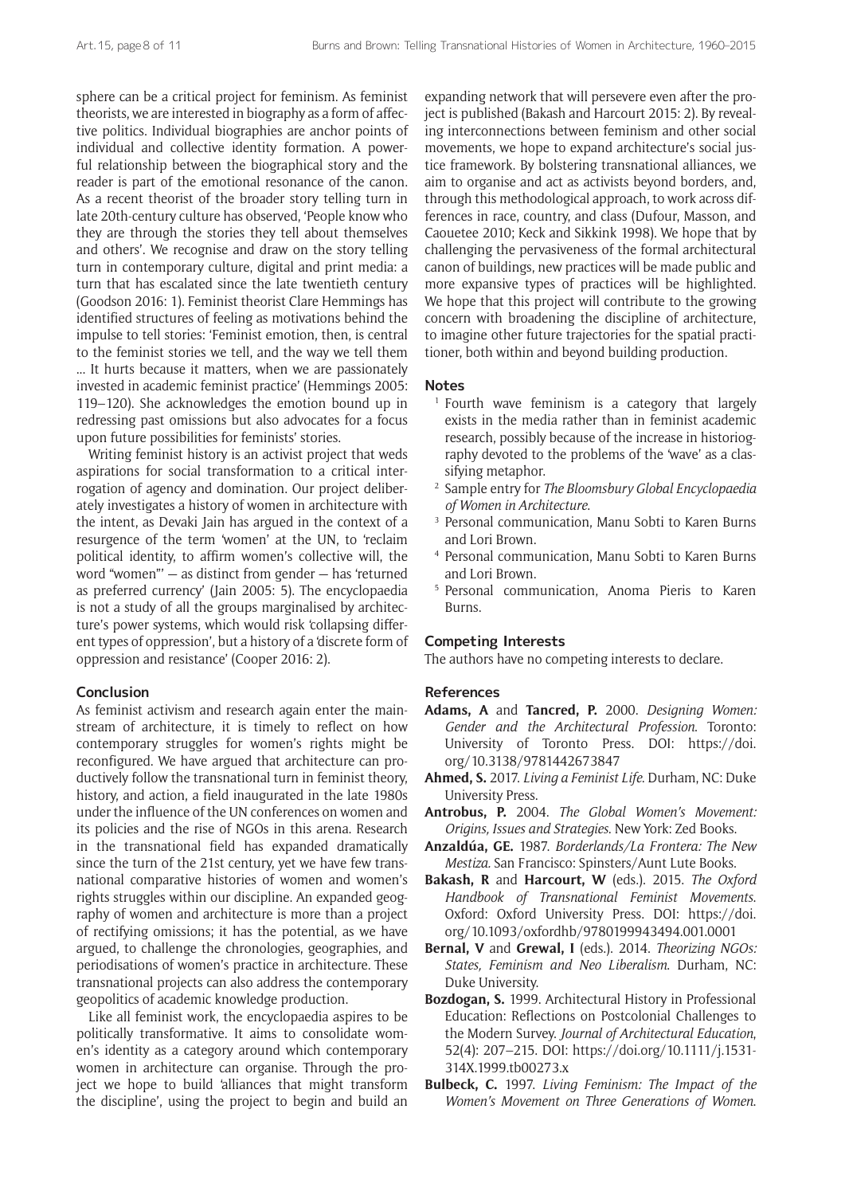sphere can be a critical project for feminism. As feminist theorists, we are interested in biography as a form of affective politics. Individual biographies are anchor points of individual and collective identity formation. A powerful relationship between the biographical story and the reader is part of the emotional resonance of the canon. As a recent theorist of the broader story telling turn in late 20th-century culture has observed, 'People know who they are through the stories they tell about themselves and others'. We recognise and draw on the story telling turn in contemporary culture, digital and print media: a turn that has escalated since the late twentieth century (Goodson 2016: 1). Feminist theorist Clare Hemmings has identified structures of feeling as motivations behind the impulse to tell stories: 'Feminist emotion, then, is central to the feminist stories we tell, and the way we tell them ... It hurts because it matters, when we are passionately invested in academic feminist practice' (Hemmings 2005: 119–120). She acknowledges the emotion bound up in redressing past omissions but also advocates for a focus upon future possibilities for feminists' stories.

Writing feminist history is an activist project that weds aspirations for social transformation to a critical interrogation of agency and domination. Our project deliberately investigates a history of women in architecture with the intent, as Devaki Jain has argued in the context of a resurgence of the term 'women' at the UN, to 'reclaim political identity, to affirm women's collective will, the word "women"' — as distinct from gender — has 'returned as preferred currency' (Jain 2005: 5). The encyclopaedia is not a study of all the groups marginalised by architecture's power systems, which would risk 'collapsing different types of oppression', but a history of a 'discrete form of oppression and resistance' (Cooper 2016: 2).

## Conclusion

As feminist activism and research again enter the mainstream of architecture, it is timely to reflect on how contemporary struggles for women's rights might be reconfigured. We have argued that architecture can productively follow the transnational turn in feminist theory, history, and action, a field inaugurated in the late 1980s under the influence of the UN conferences on women and its policies and the rise of NGOs in this arena. Research in the transnational field has expanded dramatically since the turn of the 21st century, yet we have few transnational comparative histories of women and women's rights struggles within our discipline. An expanded geography of women and architecture is more than a project of rectifying omissions; it has the potential, as we have argued, to challenge the chronologies, geographies, and periodisations of women's practice in architecture. These transnational projects can also address the contemporary geopolitics of academic knowledge production.

Like all feminist work, the encyclopaedia aspires to be politically transformative. It aims to consolidate women's identity as a category around which contemporary women in architecture can organise. Through the project we hope to build 'alliances that might transform the discipline', using the project to begin and build an expanding network that will persevere even after the project is published (Bakash and Harcourt 2015: 2). By revealing interconnections between feminism and other social movements, we hope to expand architecture's social justice framework. By bolstering transnational alliances, we aim to organise and act as activists beyond borders, and, through this methodological approach, to work across differences in race, country, and class (Dufour, Masson, and Caouetee 2010; Keck and Sikkink 1998). We hope that by challenging the pervasiveness of the formal architectural canon of buildings, new practices will be made public and more expansive types of practices will be highlighted. We hope that this project will contribute to the growing concern with broadening the discipline of architecture, to imagine other future trajectories for the spatial practitioner, both within and beyond building production.

## Notes

1. Fourth wave feminism is a category that largely exists in the media rather than in feminist academic research, possibly because of the increase in historiography devoted to the problems of the 'wave' as a classifying metaphor.
2. Sample entry for *The Bloomsbury Global Encyclopaedia of Women in Architecture*.
3. Personal communication, Manu Sobti to Karen Burns and Lori Brown.
4. Personal communication, Manu Sobti to Karen Burns and Lori Brown.
5. Personal communication, Anoma Pieris to Karen Burns.

## Competing Interests

The authors have no competing interests to declare.

## References

**Adams, A** and **Tancred, P.** 2000. *Designing Women: Gender and the Architectural Profession*. Toronto: University of Toronto Press. DOI: https://doi.org/10.3138/9781442673847

**Ahmed, S.** 2017. *Living a Feminist Life*. Durham, NC: Duke University Press.

**Antrobus, P.** 2004. *The Global Women's Movement: Origins, Issues and Strategies*. New York: Zed Books.

**Anzaldúa, GE.** 1987. *Borderlands/La Frontera: The New Mestiza*. San Francisco: Spinsters/Aunt Lute Books.

**Bakash, R** and **Harcourt, W** (eds.). 2015. *The Oxford Handbook of Transnational Feminist Movements*. Oxford: Oxford University Press. DOI: https://doi.org/10.1093/oxfordhb/9780199943494.001.0001

**Bernal, V** and **Grewal, I** (eds.). 2014. *Theorizing NGOs: States, Feminism and Neo Liberalism*. Durham, NC: Duke University.

**Bozdogan, S.** 1999. Architectural History in Professional Education: Reflections on Postcolonial Challenges to the Modern Survey. *Journal of Architectural Education*, 52(4): 207–215. DOI: https://doi.org/10.1111/j.1531-314X.1999.tb00273.x

**Bulbeck, C.** 1997. *Living Feminism: The Impact of the Women's Movement on Three Generations of Women*.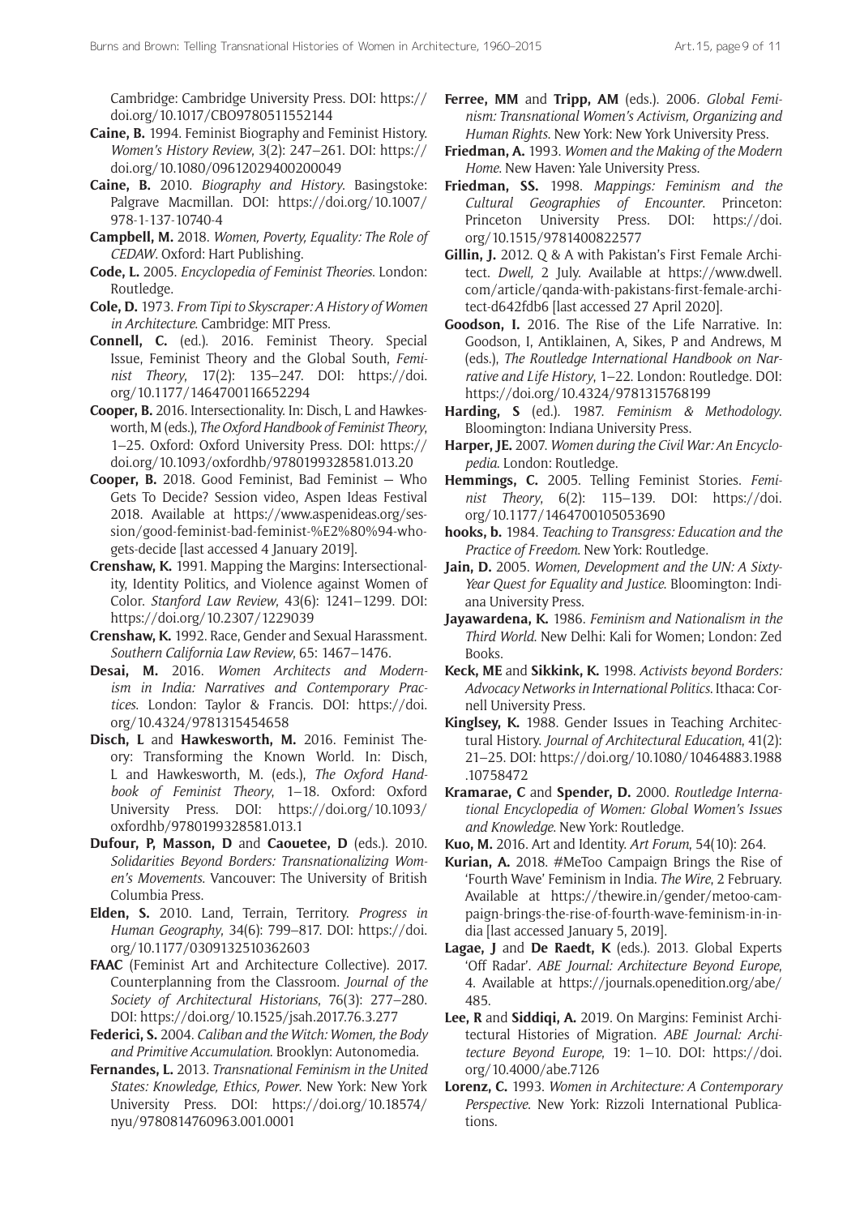Cambridge: Cambridge University Press. DOI: https://doi.org/10.1017/CBO9780511552144

**Caine, B.** 1994. Feminist Biography and Feminist History. *Women's History Review*, 3(2): 247–261. DOI: https://doi.org/10.1080/09612029400200049

**Caine, B.** 2010. *Biography and History*. Basingstoke: Palgrave Macmillan. DOI: https://doi.org/10.1007/978-1-137-10740-4

**Campbell, M.** 2018. *Women, Poverty, Equality: The Role of CEDAW*. Oxford: Hart Publishing.

**Code, L.** 2005. *Encyclopedia of Feminist Theories*. London: Routledge.

**Cole, D.** 1973. *From Tipi to Skyscraper: A History of Women in Architecture*. Cambridge: MIT Press.

**Connell, C.** (ed.). 2016. Feminist Theory. Special Issue, Feminist Theory and the Global South, *Feminist Theory*, 17(2): 135–247. DOI: https://doi.org/10.1177/1464700116652294

**Cooper, B.** 2016. Intersectionality. In: Disch, L and Hawkesworth, M (eds.), *The Oxford Handbook of Feminist Theory*, 1–25. Oxford: Oxford University Press. DOI: https://doi.org/10.1093/oxfordhb/9780199328581.013.20

**Cooper, B.** 2018. Good Feminist, Bad Feminist — Who Gets To Decide? Session video, Aspen Ideas Festival 2018. Available at https://www.aspenideas.org/session/good-feminist-bad-feminist-%E2%80%94-who-gets-decide [last accessed 4 January 2019].

**Crenshaw, K.** 1991. Mapping the Margins: Intersectionality, Identity Politics, and Violence against Women of Color. *Stanford Law Review*, 43(6): 1241–1299. DOI: https://doi.org/10.2307/1229039

**Crenshaw, K.** 1992. Race, Gender and Sexual Harassment. *Southern California Law Review*, 65: 1467–1476.

**Desai, M.** 2016. *Women Architects and Modernism in India: Narratives and Contemporary Practices*. London: Taylor & Francis. DOI: https://doi.org/10.4324/9781315454658

**Disch, L** and **Hawkesworth, M.** 2016. Feminist Theory: Transforming the Known World. In: Disch, L and Hawkesworth, M. (eds.), *The Oxford Handbook of Feminist Theory*, 1–18. Oxford: Oxford University Press. DOI: https://doi.org/10.1093/oxfordhb/9780199328581.013.1

**Dufour, P, Masson, D** and **Caouetee, D** (eds.). 2010. *Solidarities Beyond Borders: Transnationalizing Women's Movements*. Vancouver: The University of British Columbia Press.

**Elden, S.** 2010. Land, Terrain, Territory. *Progress in Human Geography*, 34(6): 799–817. DOI: https://doi.org/10.1177/0309132510362603

**FAAC** (Feminist Art and Architecture Collective). 2017. Counterplanning from the Classroom. *Journal of the Society of Architectural Historians*, 76(3): 277–280. DOI: https://doi.org/10.1525/jsah.2017.76.3.277

**Federici, S.** 2004. *Caliban and the Witch: Women, the Body and Primitive Accumulation*. Brooklyn: Autonomedia.

**Fernandes, L.** 2013. *Transnational Feminism in the United States: Knowledge, Ethics, Power*. New York: New York University Press. DOI: https://doi.org/10.18574/nyu/9780814760963.001.0001

**Ferree, MM** and **Tripp, AM** (eds.). 2006. *Global Feminism: Transnational Women's Activism, Organizing and Human Rights*. New York: New York University Press.

**Friedman, A.** 1993. *Women and the Making of the Modern Home*. New Haven: Yale University Press.

**Friedman, SS.** 1998. *Mappings: Feminism and the Cultural Geographies of Encounter*. Princeton: Princeton University Press. DOI: https://doi.org/10.1515/9781400822577

**Gillin, J.** 2012. Q & A with Pakistan's First Female Architect. *Dwell,* 2 July. Available at https://www.dwell.com/article/qanda-with-pakistans-first-female-architect-d642fdb6 [last accessed 27 April 2020].

**Goodson, I.** 2016. The Rise of the Life Narrative. In: Goodson, I, Antiklainen, A, Sikes, P and Andrews, M (eds.), *The Routledge International Handbook on Narrative and Life History*, 1–22. London: Routledge. DOI: https://doi.org/10.4324/9781315768199

**Harding, S** (ed.). 1987. *Feminism & Methodology*. Bloomington: Indiana University Press.

**Harper, JE.** 2007. *Women during the Civil War: An Encyclopedia*. London: Routledge.

**Hemmings, C.** 2005. Telling Feminist Stories. *Feminist Theory*, 6(2): 115–139. DOI: https://doi.org/10.1177/1464700105053690

**hooks, b.** 1984. *Teaching to Transgress: Education and the Practice of Freedom*. New York: Routledge.

**Jain, D.** 2005. *Women, Development and the UN: A Sixty-Year Quest for Equality and Justice*. Bloomington: Indiana University Press.

**Jayawardena, K.** 1986. *Feminism and Nationalism in the Third World*. New Delhi: Kali for Women; London: Zed Books.

**Keck, ME** and **Sikkink, K.** 1998. *Activists beyond Borders: Advocacy Networks in International Politics*. Ithaca: Cornell University Press.

**Kinglsey, K.** 1988. Gender Issues in Teaching Architectural History. *Journal of Architectural Education*, 41(2): 21–25. DOI: https://doi.org/10.1080/10464883.1988.10758472

**Kramarae, C** and **Spender, D.** 2000. *Routledge International Encyclopedia of Women: Global Women's Issues and Knowledge*. New York: Routledge.

**Kuo, M.** 2016. Art and Identity. *Art Forum*, 54(10): 264.

**Kurian, A.** 2018. #MeToo Campaign Brings the Rise of 'Fourth Wave' Feminism in India. *The Wire*, 2 February. Available at https://thewire.in/gender/metoo-campaign-brings-the-rise-of-fourth-wave-feminism-in-india [last accessed January 5, 2019].

**Lagae, J** and **De Raedt, K** (eds.). 2013. Global Experts 'Off Radar'. *ABE Journal: Architecture Beyond Europe*, 4. Available at https://journals.openedition.org/abe/485.

**Lee, R** and **Siddiqi, A.** 2019. On Margins: Feminist Architectural Histories of Migration. *ABE Journal: Architecture Beyond Europe*, 19: 1–10. DOI: https://doi.org/10.4000/abe.7126

**Lorenz, C.** 1993. *Women in Architecture: A Contemporary Perspective*. New York: Rizzoli International Publications.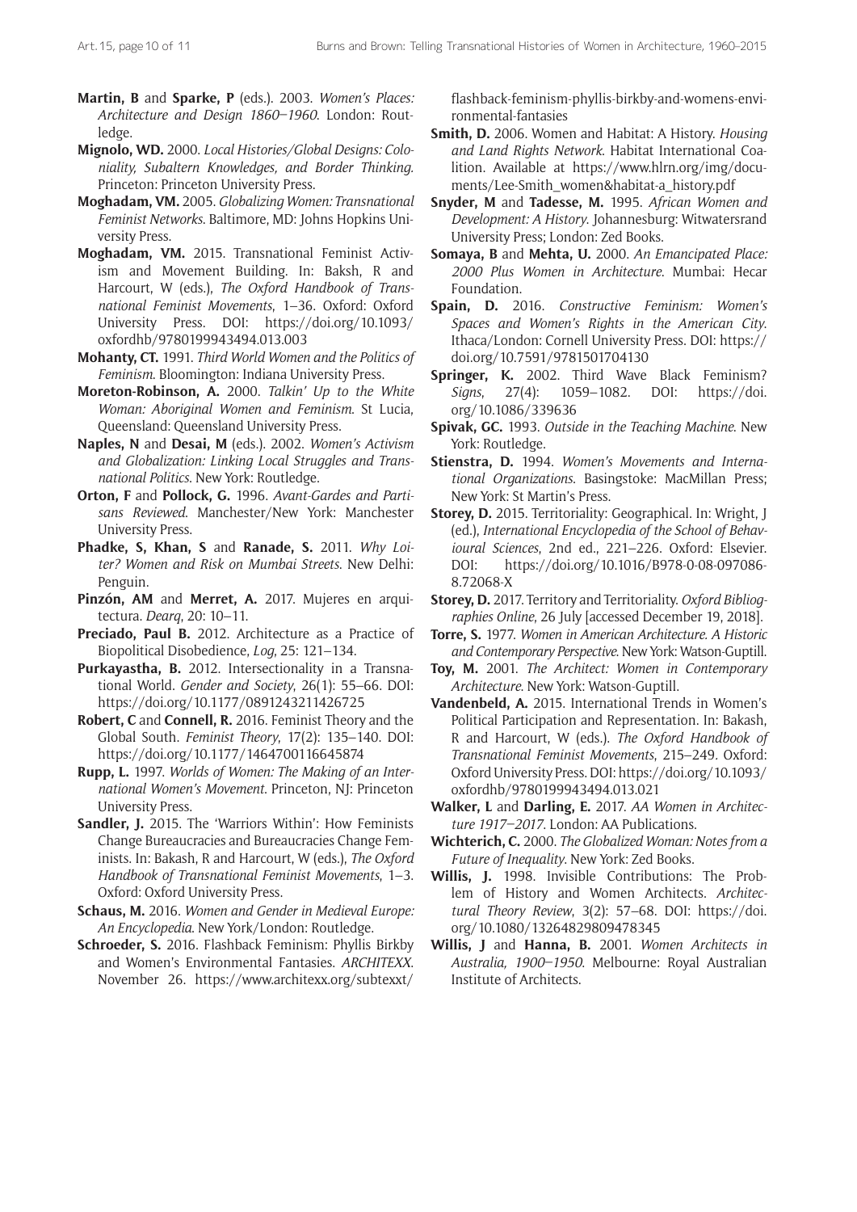**Martin, B** and **Sparke, P** (eds.). 2003. *Women's Places: Architecture and Design 1860–1960*. London: Routledge.

**Mignolo, WD.** 2000. *Local Histories/Global Designs: Coloniality, Subaltern Knowledges, and Border Thinking*. Princeton: Princeton University Press.

**Moghadam, VM.** 2005. *Globalizing Women: Transnational Feminist Networks*. Baltimore, MD: Johns Hopkins University Press.

**Moghadam, VM.** 2015. Transnational Feminist Activism and Movement Building. In: Baksh, R and Harcourt, W (eds.), *The Oxford Handbook of Transnational Feminist Movements*, 1–36. Oxford: Oxford University Press. DOI: https://doi.org/10.1093/oxfordhb/9780199943494.013.003

**Mohanty, CT.** 1991. *Third World Women and the Politics of Feminism*. Bloomington: Indiana University Press.

**Moreton-Robinson, A.** 2000. *Talkin' Up to the White Woman: Aboriginal Women and Feminism*. St Lucia, Queensland: Queensland University Press.

**Naples, N** and **Desai, M** (eds.). 2002. *Women's Activism and Globalization: Linking Local Struggles and Transnational Politics*. New York: Routledge.

**Orton, F** and **Pollock, G.** 1996. *Avant-Gardes and Partisans Reviewed*. Manchester/New York: Manchester University Press.

**Phadke, S, Khan, S** and **Ranade, S.** 2011. *Why Loiter? Women and Risk on Mumbai Streets*. New Delhi: Penguin.

**Pinzón, AM** and **Merret, A.** 2017. Mujeres en arquitectura. *Dearq*, 20: 10–11.

**Preciado, Paul B.** 2012. Architecture as a Practice of Biopolitical Disobedience, *Log*, 25: 121–134.

**Purkayastha, B.** 2012. Intersectionality in a Transnational World. *Gender and Society*, 26(1): 55–66. DOI: https://doi.org/10.1177/0891243211426725

**Robert, C** and **Connell, R.** 2016. Feminist Theory and the Global South. *Feminist Theory*, 17(2): 135–140. DOI: https://doi.org/10.1177/1464700116645874

**Rupp, L.** 1997. *Worlds of Women: The Making of an International Women's Movement*. Princeton, NJ: Princeton University Press.

**Sandler, J.** 2015. The 'Warriors Within': How Feminists Change Bureaucracies and Bureaucracies Change Feminists. In: Bakash, R and Harcourt, W (eds.), *The Oxford Handbook of Transnational Feminist Movements*, 1–3. Oxford: Oxford University Press.

**Schaus, M.** 2016. *Women and Gender in Medieval Europe: An Encyclopedia*. New York/London: Routledge.

**Schroeder, S.** 2016. Flashback Feminism: Phyllis Birkby and Women's Environmental Fantasies. *ARCHITEXX*. November 26. https://www.architexx.org/subtexxt/flashback-feminism-phyllis-birkby-and-womens-environmental-fantasies

**Smith, D.** 2006. Women and Habitat: A History. *Housing and Land Rights Network*. Habitat International Coalition. Available at https://www.hlrn.org/img/documents/Lee-Smith_women&habitat-a_history.pdf

**Snyder, M** and **Tadesse, M.** 1995. *African Women and Development: A History*. Johannesburg: Witwatersrand University Press; London: Zed Books.

**Somaya, B** and **Mehta, U.** 2000. *An Emancipated Place: 2000 Plus Women in Architecture*. Mumbai: Hecar Foundation.

**Spain, D.** 2016. *Constructive Feminism: Women's Spaces and Women's Rights in the American City*. Ithaca/London: Cornell University Press. DOI: https://doi.org/10.7591/9781501704130

**Springer, K.** 2002. Third Wave Black Feminism? *Signs*, 27(4): 1059–1082. DOI: https://doi.org/10.1086/339636

**Spivak, GC.** 1993. *Outside in the Teaching Machine*. New York: Routledge.

**Stienstra, D.** 1994. *Women's Movements and International Organizations*. Basingstoke: MacMillan Press; New York: St Martin's Press.

**Storey, D.** 2015. Territoriality: Geographical. In: Wright, J (ed.), *International Encyclopedia of the School of Behavioural Sciences*, 2nd ed., 221–226. Oxford: Elsevier. DOI: https://doi.org/10.1016/B978-0-08-097086-8.72068-X

**Storey, D.** 2017. Territory and Territoriality. *Oxford Bibliographies Online*, 26 July [accessed December 19, 2018].

**Torre, S.** 1977. *Women in American Architecture. A Historic and Contemporary Perspective*. New York: Watson-Guptill.

**Toy, M.** 2001. *The Architect: Women in Contemporary Architecture*. New York: Watson-Guptill.

**Vandenbeld, A.** 2015. International Trends in Women's Political Participation and Representation. In: Bakash, R and Harcourt, W (eds.). *The Oxford Handbook of Transnational Feminist Movements*, 215–249. Oxford: Oxford University Press. DOI: https://doi.org/10.1093/oxfordhb/9780199943494.013.021

**Walker, L** and **Darling, E.** 2017. *AA Women in Architecture 1917–2017*. London: AA Publications.

**Wichterich, C.** 2000. *The Globalized Woman: Notes from a Future of Inequality*. New York: Zed Books.

**Willis, J.** 1998. Invisible Contributions: The Problem of History and Women Architects. *Architectural Theory Review*, 3(2): 57–68. DOI: https://doi.org/10.1080/13264829809478345

**Willis, J** and **Hanna, B.** 2001. *Women Architects in Australia, 1900–1950*. Melbourne: Royal Australian Institute of Architects.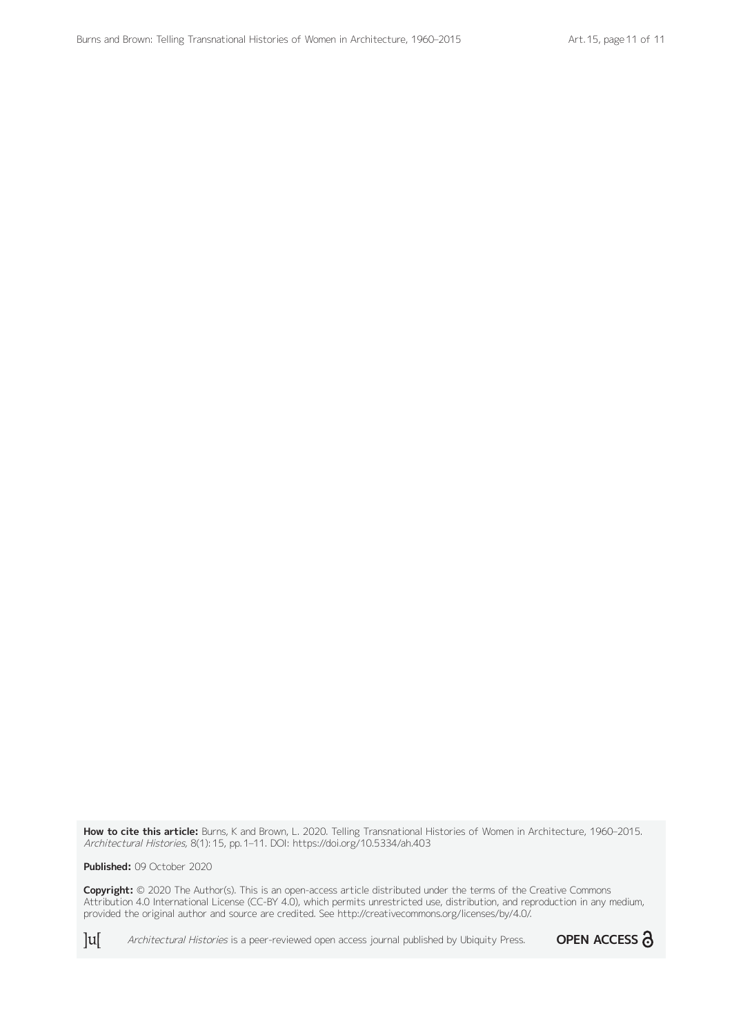**How to cite this article:** Burns, K and Brown, L. 2020. Telling Transnational Histories of Women in Architecture, 1960–2015. *Architectural Histories*, 8(1): 15, pp. 1–11. DOI: https://doi.org/10.5334/ah.403

**Published:** 09 October 2020

**Copyright:** © 2020 The Author(s). This is an open-access article distributed under the terms of the Creative Commons Attribution 4.0 International License (CC-BY 4.0), which permits unrestricted use, distribution, and reproduction in any medium, provided the original author and source are credited. See http://creativecommons.org/licenses/by/4.0/.

]u[ *Architectural Histories* is a peer-reviewed open access journal published by Ubiquity Press. **OPEN ACCESS**